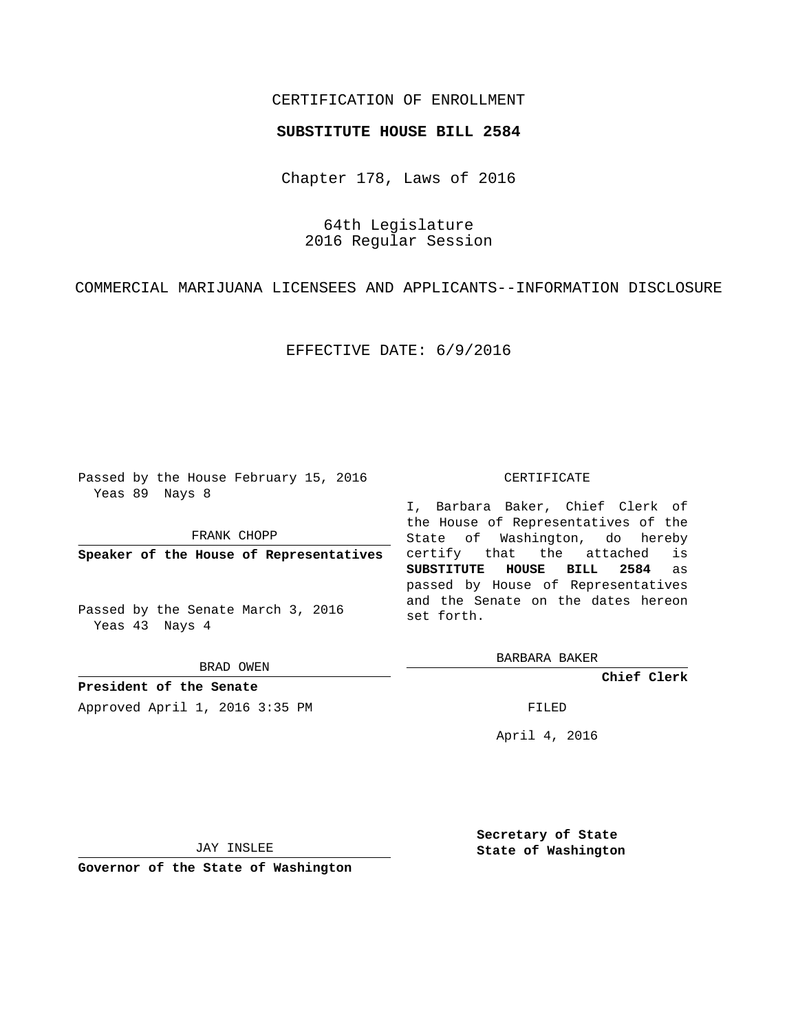CERTIFICATION OF ENROLLMENT

**SUBSTITUTE HOUSE BILL 2584**

Chapter 178, Laws of 2016

64th Legislature
2016 Regular Session

COMMERCIAL MARIJUANA LICENSEES AND APPLICANTS--INFORMATION DISCLOSURE

EFFECTIVE DATE: 6/9/2016

Passed by the House February 15, 2016
Yeas 89 Nays 8

FRANK CHOPP

**Speaker of the House of Representatives**

Passed by the Senate March 3, 2016
Yeas 43 Nays 4

BRAD OWEN

**President of the Senate**

Approved April 1, 2016 3:35 PM

JAY INSLEE

**Governor of the State of Washington**

CERTIFICATE

I, Barbara Baker, Chief Clerk of the House of Representatives of the State of Washington, do hereby certify that the attached is **SUBSTITUTE HOUSE BILL 2584** as passed by House of Representatives and the Senate on the dates hereon set forth.

BARBARA BAKER

**Chief Clerk**

FILED

April 4, 2016

**Secretary of State**
**State of Washington**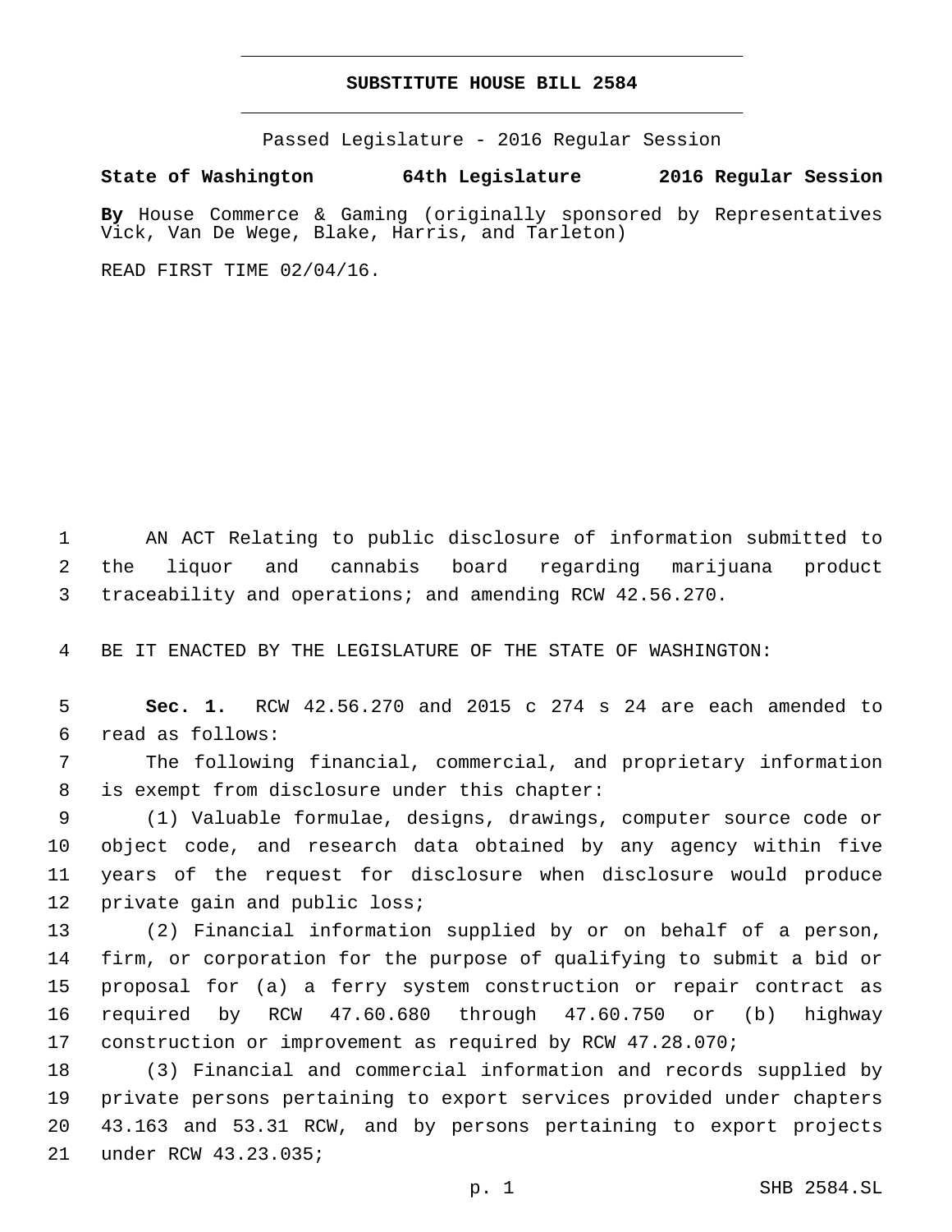# SUBSTITUTE HOUSE BILL 2584

Passed Legislature - 2016 Regular Session

**State of Washington 64th Legislature 2016 Regular Session**

**By** House Commerce & Gaming (originally sponsored by Representatives Vick, Van De Wege, Blake, Harris, and Tarleton)

READ FIRST TIME 02/04/16.

AN ACT Relating to public disclosure of information submitted to the liquor and cannabis board regarding marijuana product traceability and operations; and amending RCW 42.56.270.

BE IT ENACTED BY THE LEGISLATURE OF THE STATE OF WASHINGTON:

**Sec. 1.** RCW 42.56.270 and 2015 c 274 s 24 are each amended to read as follows:

The following financial, commercial, and proprietary information is exempt from disclosure under this chapter:

(1) Valuable formulae, designs, drawings, computer source code or object code, and research data obtained by any agency within five years of the request for disclosure when disclosure would produce private gain and public loss;

(2) Financial information supplied by or on behalf of a person, firm, or corporation for the purpose of qualifying to submit a bid or proposal for (a) a ferry system construction or repair contract as required by RCW 47.60.680 through 47.60.750 or (b) highway construction or improvement as required by RCW 47.28.070;

(3) Financial and commercial information and records supplied by private persons pertaining to export services provided under chapters 43.163 and 53.31 RCW, and by persons pertaining to export projects under RCW 43.23.035;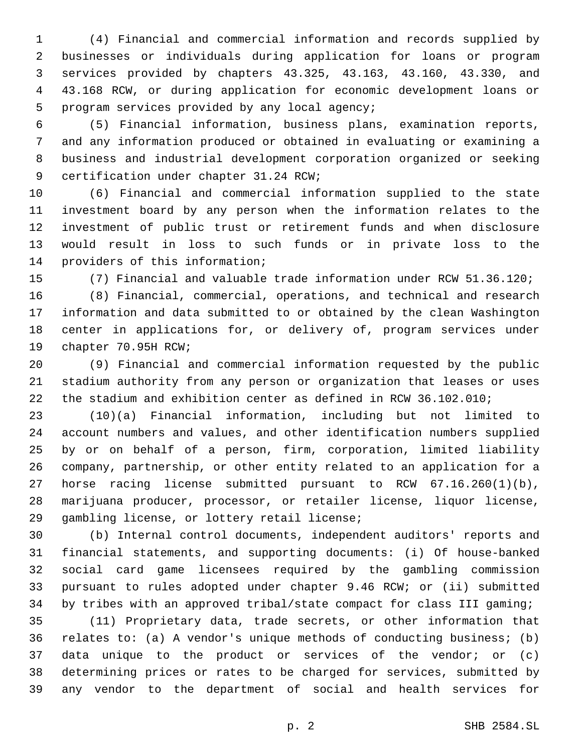(4) Financial and commercial information and records supplied by businesses or individuals during application for loans or program services provided by chapters 43.325, 43.163, 43.160, 43.330, and 43.168 RCW, or during application for economic development loans or program services provided by any local agency;

(5) Financial information, business plans, examination reports, and any information produced or obtained in evaluating or examining a business and industrial development corporation organized or seeking certification under chapter 31.24 RCW;

(6) Financial and commercial information supplied to the state investment board by any person when the information relates to the investment of public trust or retirement funds and when disclosure would result in loss to such funds or in private loss to the providers of this information;

(7) Financial and valuable trade information under RCW 51.36.120;

(8) Financial, commercial, operations, and technical and research information and data submitted to or obtained by the clean Washington center in applications for, or delivery of, program services under chapter 70.95H RCW;

(9) Financial and commercial information requested by the public stadium authority from any person or organization that leases or uses the stadium and exhibition center as defined in RCW 36.102.010;

(10)(a) Financial information, including but not limited to account numbers and values, and other identification numbers supplied by or on behalf of a person, firm, corporation, limited liability company, partnership, or other entity related to an application for a horse racing license submitted pursuant to RCW 67.16.260(1)(b), marijuana producer, processor, or retailer license, liquor license, gambling license, or lottery retail license;

(b) Internal control documents, independent auditors' reports and financial statements, and supporting documents: (i) Of house-banked social card game licensees required by the gambling commission pursuant to rules adopted under chapter 9.46 RCW; or (ii) submitted by tribes with an approved tribal/state compact for class III gaming;

(11) Proprietary data, trade secrets, or other information that relates to: (a) A vendor's unique methods of conducting business; (b) data unique to the product or services of the vendor; or (c) determining prices or rates to be charged for services, submitted by any vendor to the department of social and health services for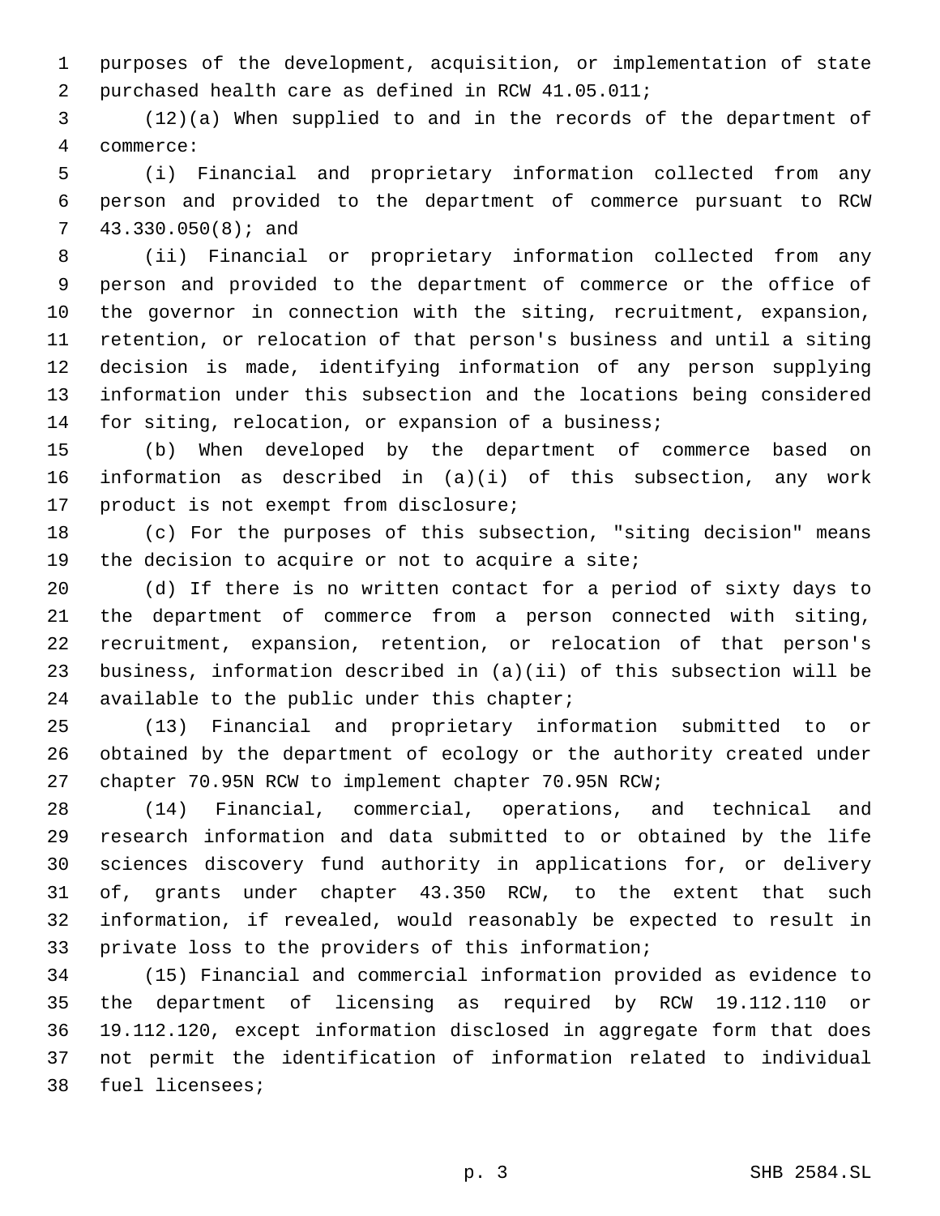purposes of the development, acquisition, or implementation of state purchased health care as defined in RCW 41.05.011;

(12)(a) When supplied to and in the records of the department of commerce:

(i) Financial and proprietary information collected from any person and provided to the department of commerce pursuant to RCW 43.330.050(8); and

(ii) Financial or proprietary information collected from any person and provided to the department of commerce or the office of the governor in connection with the siting, recruitment, expansion, retention, or relocation of that person's business and until a siting decision is made, identifying information of any person supplying information under this subsection and the locations being considered for siting, relocation, or expansion of a business;

(b) When developed by the department of commerce based on information as described in (a)(i) of this subsection, any work product is not exempt from disclosure;

(c) For the purposes of this subsection, "siting decision" means the decision to acquire or not to acquire a site;

(d) If there is no written contact for a period of sixty days to the department of commerce from a person connected with siting, recruitment, expansion, retention, or relocation of that person's business, information described in (a)(ii) of this subsection will be available to the public under this chapter;

(13) Financial and proprietary information submitted to or obtained by the department of ecology or the authority created under chapter 70.95N RCW to implement chapter 70.95N RCW;

(14) Financial, commercial, operations, and technical and research information and data submitted to or obtained by the life sciences discovery fund authority in applications for, or delivery of, grants under chapter 43.350 RCW, to the extent that such information, if revealed, would reasonably be expected to result in private loss to the providers of this information;

(15) Financial and commercial information provided as evidence to the department of licensing as required by RCW 19.112.110 or 19.112.120, except information disclosed in aggregate form that does not permit the identification of information related to individual fuel licensees;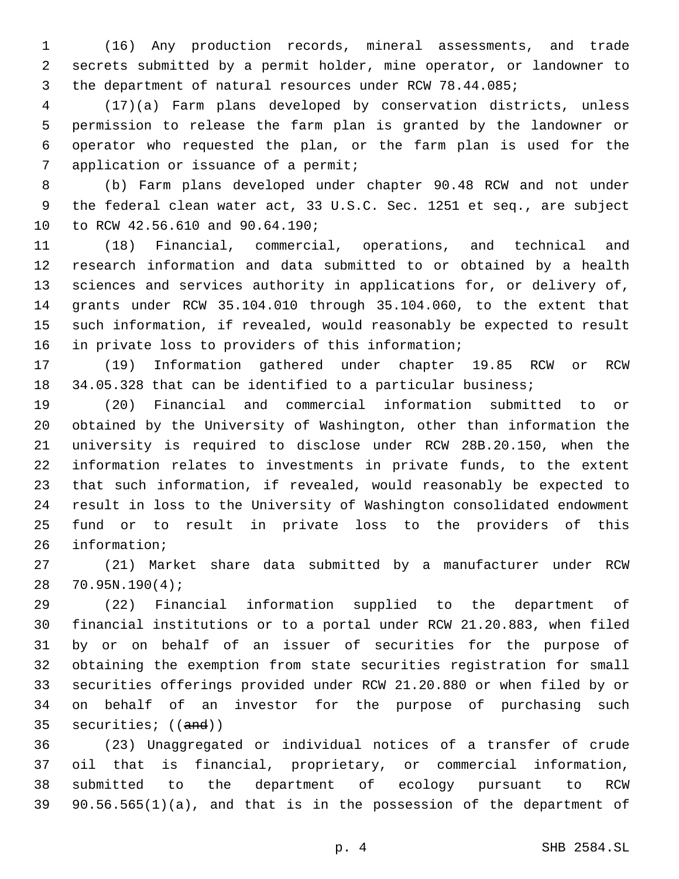(16) Any production records, mineral assessments, and trade secrets submitted by a permit holder, mine operator, or landowner to the department of natural resources under RCW 78.44.085;

(17)(a) Farm plans developed by conservation districts, unless permission to release the farm plan is granted by the landowner or operator who requested the plan, or the farm plan is used for the application or issuance of a permit;

(b) Farm plans developed under chapter 90.48 RCW and not under the federal clean water act, 33 U.S.C. Sec. 1251 et seq., are subject to RCW 42.56.610 and 90.64.190;

(18) Financial, commercial, operations, and technical and research information and data submitted to or obtained by a health sciences and services authority in applications for, or delivery of, grants under RCW 35.104.010 through 35.104.060, to the extent that such information, if revealed, would reasonably be expected to result in private loss to providers of this information;

(19) Information gathered under chapter 19.85 RCW or RCW 34.05.328 that can be identified to a particular business;

(20) Financial and commercial information submitted to or obtained by the University of Washington, other than information the university is required to disclose under RCW 28B.20.150, when the information relates to investments in private funds, to the extent that such information, if revealed, would reasonably be expected to result in loss to the University of Washington consolidated endowment fund or to result in private loss to the providers of this information;

(21) Market share data submitted by a manufacturer under RCW 70.95N.190(4);

(22) Financial information supplied to the department of financial institutions or to a portal under RCW 21.20.883, when filed by or on behalf of an issuer of securities for the purpose of obtaining the exemption from state securities registration for small securities offerings provided under RCW 21.20.880 or when filed by or on behalf of an investor for the purpose of purchasing such securities; ((~~and~~))

(23) Unaggregated or individual notices of a transfer of crude oil that is financial, proprietary, or commercial information, submitted to the department of ecology pursuant to RCW 90.56.565(1)(a), and that is in the possession of the department of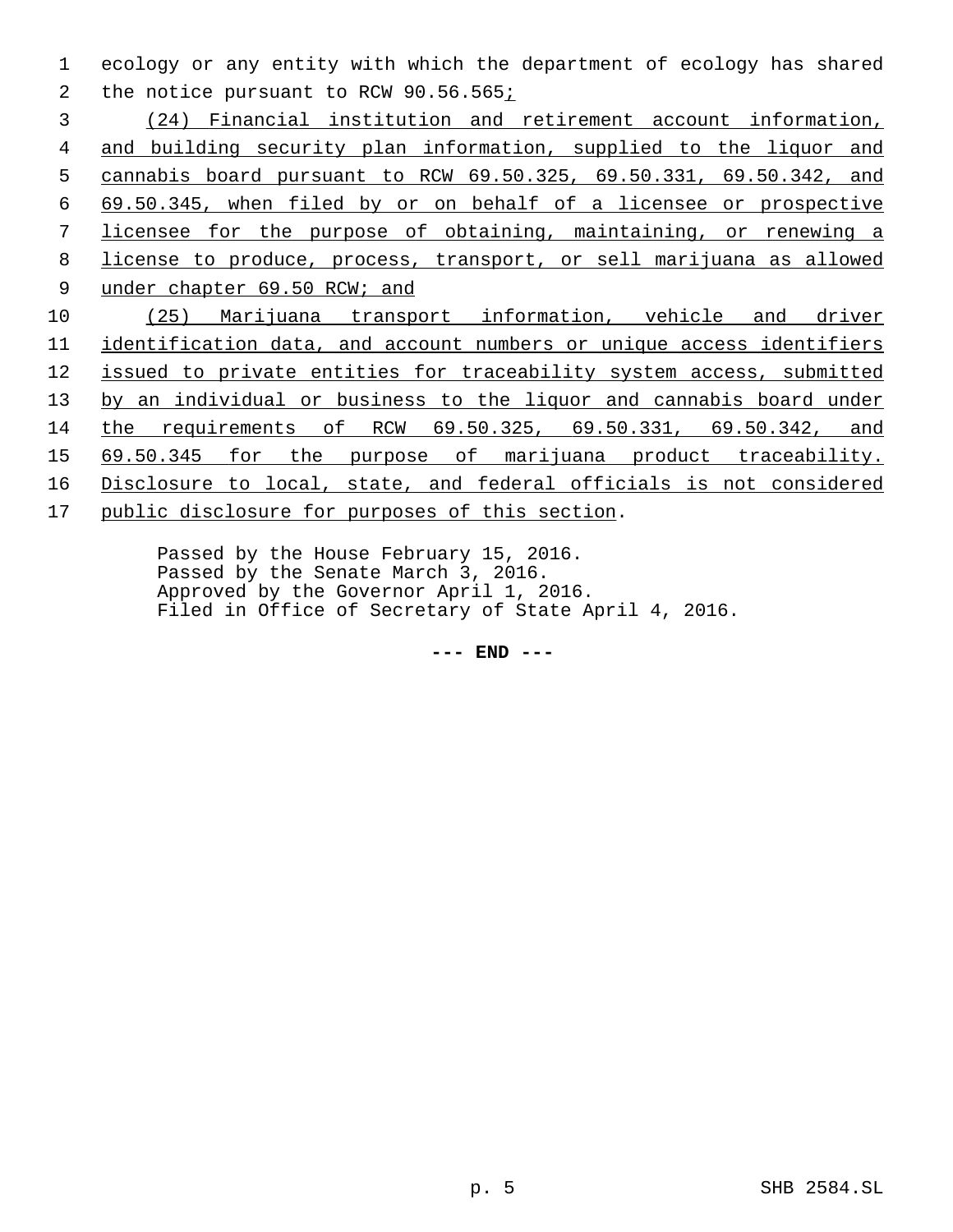ecology or any entity with which the department of ecology has shared the notice pursuant to RCW 90.56.565;

(24) Financial institution and retirement account information, and building security plan information, supplied to the liquor and cannabis board pursuant to RCW 69.50.325, 69.50.331, 69.50.342, and 69.50.345, when filed by or on behalf of a licensee or prospective licensee for the purpose of obtaining, maintaining, or renewing a license to produce, process, transport, or sell marijuana as allowed under chapter 69.50 RCW; and

(25) Marijuana transport information, vehicle and driver identification data, and account numbers or unique access identifiers issued to private entities for traceability system access, submitted by an individual or business to the liquor and cannabis board under the requirements of RCW 69.50.325, 69.50.331, 69.50.342, and 69.50.345 for the purpose of marijuana product traceability. Disclosure to local, state, and federal officials is not considered public disclosure for purposes of this section.

Passed by the House February 15, 2016.
Passed by the Senate March 3, 2016.
Approved by the Governor April 1, 2016.
Filed in Office of Secretary of State April 4, 2016.

**--- END ---**